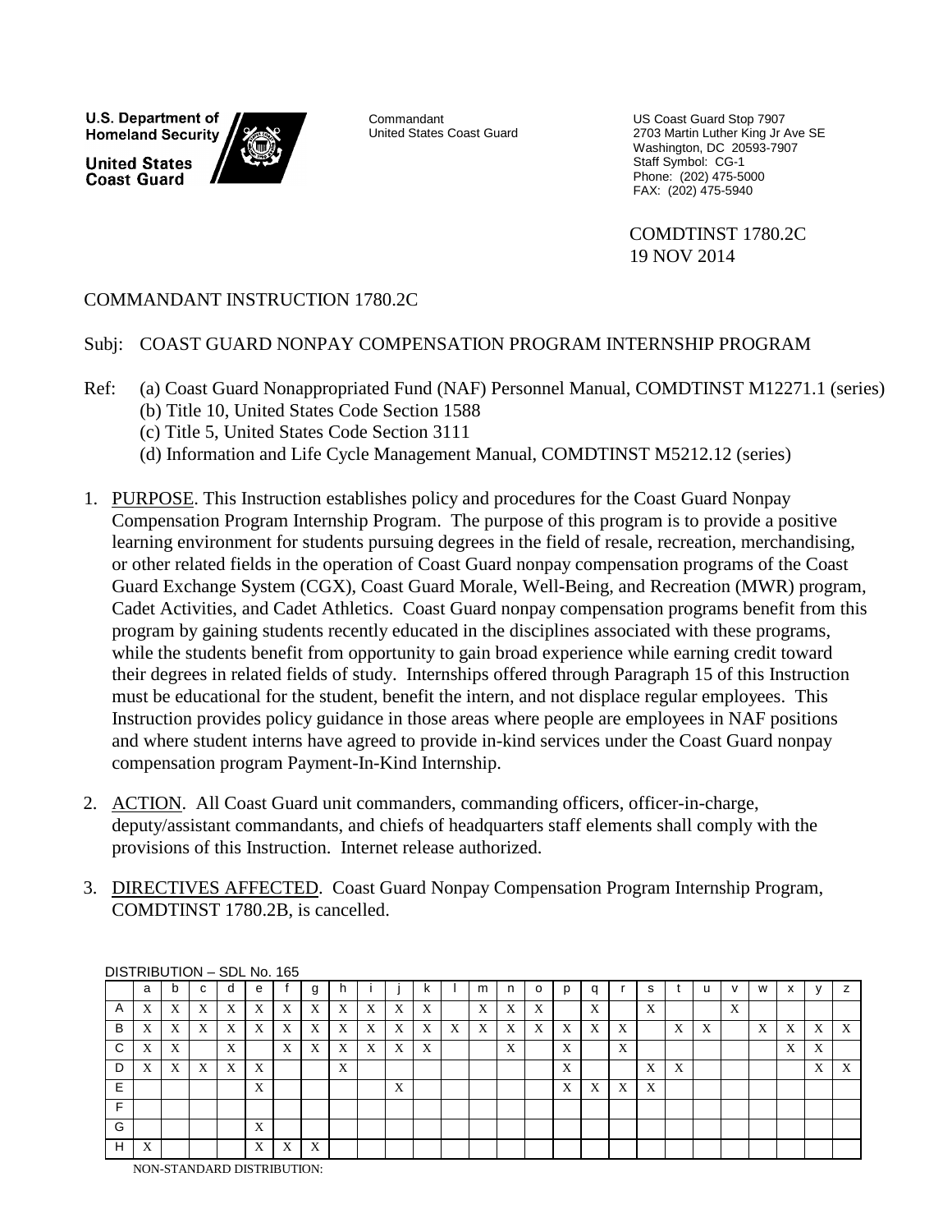U.S. Department of Homeland Security

United States Coast Guard

Commandant
United States Coast Guard

US Coast Guard Stop 7907
2703 Martin Luther King Jr Ave SE
Washington, DC 20593-7907
Staff Symbol: CG-1
Phone: (202) 475-5000
FAX: (202) 475-5940

COMDTINST 1780.2C
19 NOV 2014

COMMANDANT INSTRUCTION 1780.2C

Subj: COAST GUARD NONPAY COMPENSATION PROGRAM INTERNSHIP PROGRAM

Ref: (a) Coast Guard Nonappropriated Fund (NAF) Personnel Manual, COMDTINST M12271.1 (series)
(b) Title 10, United States Code Section 1588
(c) Title 5, United States Code Section 3111
(d) Information and Life Cycle Management Manual, COMDTINST M5212.12 (series)

1. PURPOSE. This Instruction establishes policy and procedures for the Coast Guard Nonpay Compensation Program Internship Program. The purpose of this program is to provide a positive learning environment for students pursuing degrees in the field of resale, recreation, merchandising, or other related fields in the operation of Coast Guard nonpay compensation programs of the Coast Guard Exchange System (CGX), Coast Guard Morale, Well-Being, and Recreation (MWR) program, Cadet Activities, and Cadet Athletics. Coast Guard nonpay compensation programs benefit from this program by gaining students recently educated in the disciplines associated with these programs, while the students benefit from opportunity to gain broad experience while earning credit toward their degrees in related fields of study. Internships offered through Paragraph 15 of this Instruction must be educational for the student, benefit the intern, and not displace regular employees. This Instruction provides policy guidance in those areas where people are employees in NAF positions and where student interns have agreed to provide in-kind services under the Coast Guard nonpay compensation program Payment-In-Kind Internship.

2. ACTION. All Coast Guard unit commanders, commanding officers, officer-in-charge, deputy/assistant commandants, and chiefs of headquarters staff elements shall comply with the provisions of this Instruction. Internet release authorized.

3. DIRECTIVES AFFECTED. Coast Guard Nonpay Compensation Program Internship Program, COMDTINST 1780.2B, is cancelled.

DISTRIBUTION – SDL No. 165

| | a | b | c | d | e | f | g | h | i | j | k | l | m | n | o | p | q | r | s | t | u | v | w | x | y | z |
|---|---|---|---|---|---|---|---|---|---|---|---|---|---|---|---|---|---|---|---|---|---|---|---|---|---|---|
| A | X | X | X | X | X | X | X | X | X | X | X | | X | X | X | | X | | X | | | X | | | | |
| B | X | X | X | X | X | X | X | X | X | X | X | X | X | X | X | X | X | X | | X | X | | X | X | X | X |
| C | X | X | | X | | X | X | X | X | X | X | | | X | | X | | X | | | | | | X | X | |
| D | X | X | X | X | X | | | X | | | | | | | | X | | | X | X | | | | | X | X |
| E | | | | | X | | | | | X | | | | | | X | X | X | X | | | | | | | |
| F | | | | | | | | | | | | | | | | | | | | | | | | | | |
| G | | | | | X | | | | | | | | | | | | | | | | | | | | | |
| H | X | | | | X | X | X | | | | | | | | | | | | | | | | | | | |

NON-STANDARD DISTRIBUTION: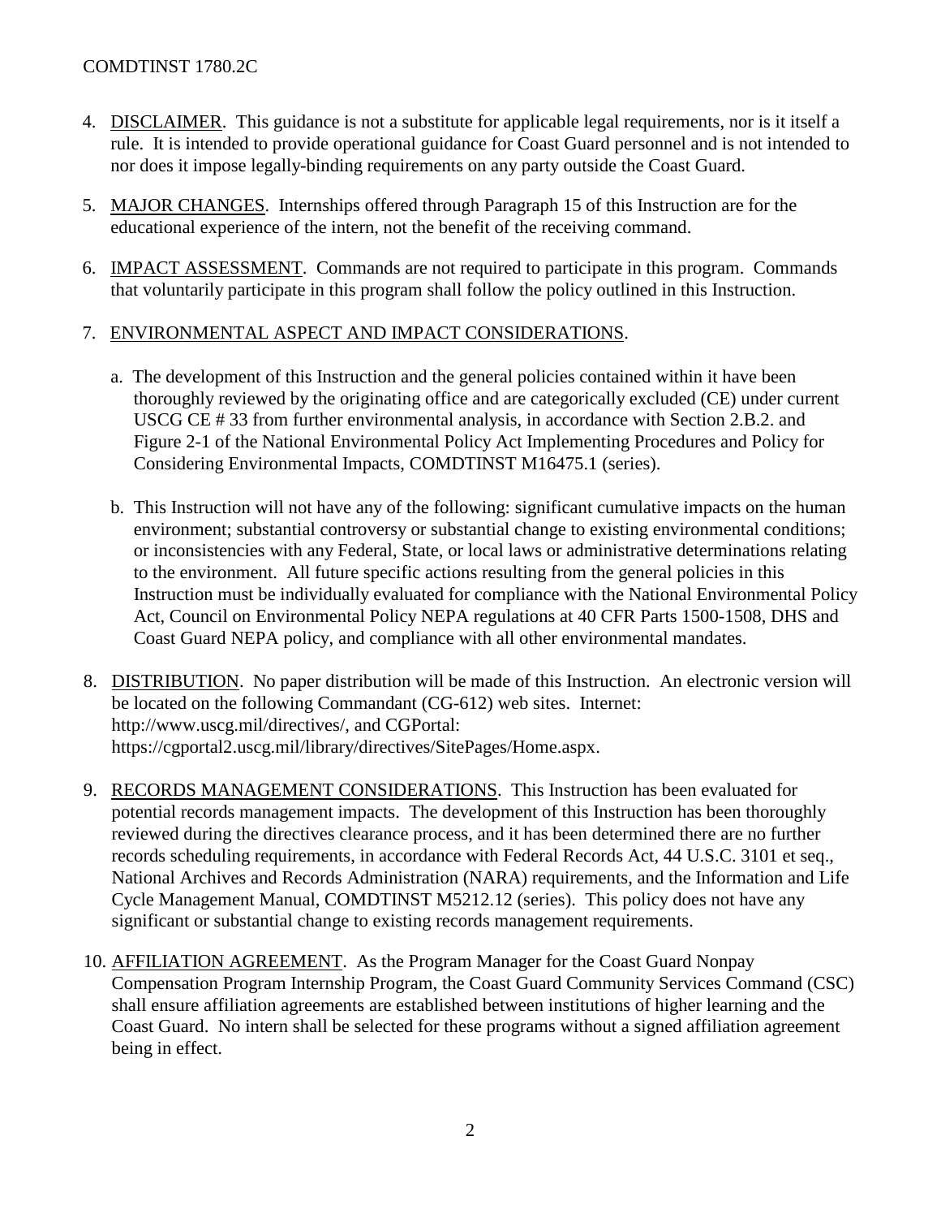4. DISCLAIMER. This guidance is not a substitute for applicable legal requirements, nor is it itself a rule. It is intended to provide operational guidance for Coast Guard personnel and is not intended to nor does it impose legally-binding requirements on any party outside the Coast Guard.

5. MAJOR CHANGES. Internships offered through Paragraph 15 of this Instruction are for the educational experience of the intern, not the benefit of the receiving command.

6. IMPACT ASSESSMENT. Commands are not required to participate in this program. Commands that voluntarily participate in this program shall follow the policy outlined in this Instruction.

7. ENVIRONMENTAL ASPECT AND IMPACT CONSIDERATIONS.

   a. The development of this Instruction and the general policies contained within it have been thoroughly reviewed by the originating office and are categorically excluded (CE) under current USCG CE # 33 from further environmental analysis, in accordance with Section 2.B.2. and Figure 2-1 of the National Environmental Policy Act Implementing Procedures and Policy for Considering Environmental Impacts, COMDTINST M16475.1 (series).

   b. This Instruction will not have any of the following: significant cumulative impacts on the human environment; substantial controversy or substantial change to existing environmental conditions; or inconsistencies with any Federal, State, or local laws or administrative determinations relating to the environment. All future specific actions resulting from the general policies in this Instruction must be individually evaluated for compliance with the National Environmental Policy Act, Council on Environmental Policy NEPA regulations at 40 CFR Parts 1500-1508, DHS and Coast Guard NEPA policy, and compliance with all other environmental mandates.

8. DISTRIBUTION. No paper distribution will be made of this Instruction. An electronic version will be located on the following Commandant (CG-612) web sites. Internet: http://www.uscg.mil/directives/, and CGPortal: https://cgportal2.uscg.mil/library/directives/SitePages/Home.aspx.

9. RECORDS MANAGEMENT CONSIDERATIONS. This Instruction has been evaluated for potential records management impacts. The development of this Instruction has been thoroughly reviewed during the directives clearance process, and it has been determined there are no further records scheduling requirements, in accordance with Federal Records Act, 44 U.S.C. 3101 et seq., National Archives and Records Administration (NARA) requirements, and the Information and Life Cycle Management Manual, COMDTINST M5212.12 (series). This policy does not have any significant or substantial change to existing records management requirements.

10. AFFILIATION AGREEMENT. As the Program Manager for the Coast Guard Nonpay Compensation Program Internship Program, the Coast Guard Community Services Command (CSC) shall ensure affiliation agreements are established between institutions of higher learning and the Coast Guard. No intern shall be selected for these programs without a signed affiliation agreement being in effect.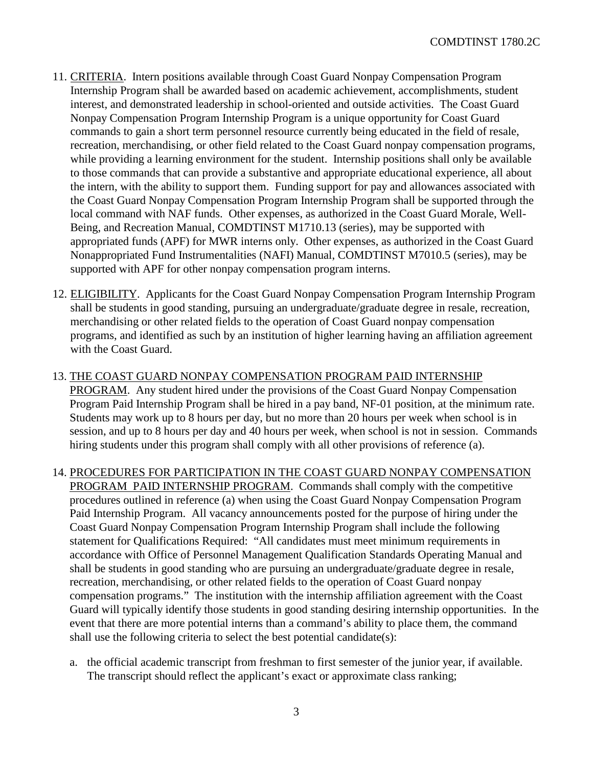11. CRITERIA. Intern positions available through Coast Guard Nonpay Compensation Program Internship Program shall be awarded based on academic achievement, accomplishments, student interest, and demonstrated leadership in school-oriented and outside activities. The Coast Guard Nonpay Compensation Program Internship Program is a unique opportunity for Coast Guard commands to gain a short term personnel resource currently being educated in the field of resale, recreation, merchandising, or other field related to the Coast Guard nonpay compensation programs, while providing a learning environment for the student. Internship positions shall only be available to those commands that can provide a substantive and appropriate educational experience, all about the intern, with the ability to support them. Funding support for pay and allowances associated with the Coast Guard Nonpay Compensation Program Internship Program shall be supported through the local command with NAF funds. Other expenses, as authorized in the Coast Guard Morale, Well-Being, and Recreation Manual, COMDTINST M1710.13 (series), may be supported with appropriated funds (APF) for MWR interns only. Other expenses, as authorized in the Coast Guard Nonappropriated Fund Instrumentalities (NAFI) Manual, COMDTINST M7010.5 (series), may be supported with APF for other nonpay compensation program interns.

12. ELIGIBILITY. Applicants for the Coast Guard Nonpay Compensation Program Internship Program shall be students in good standing, pursuing an undergraduate/graduate degree in resale, recreation, merchandising or other related fields to the operation of Coast Guard nonpay compensation programs, and identified as such by an institution of higher learning having an affiliation agreement with the Coast Guard.

13. THE COAST GUARD NONPAY COMPENSATION PROGRAM PAID INTERNSHIP PROGRAM. Any student hired under the provisions of the Coast Guard Nonpay Compensation Program Paid Internship Program shall be hired in a pay band, NF-01 position, at the minimum rate. Students may work up to 8 hours per day, but no more than 20 hours per week when school is in session, and up to 8 hours per day and 40 hours per week, when school is not in session. Commands hiring students under this program shall comply with all other provisions of reference (a).

14. PROCEDURES FOR PARTICIPATION IN THE COAST GUARD NONPAY COMPENSATION PROGRAM PAID INTERNSHIP PROGRAM. Commands shall comply with the competitive procedures outlined in reference (a) when using the Coast Guard Nonpay Compensation Program Paid Internship Program. All vacancy announcements posted for the purpose of hiring under the Coast Guard Nonpay Compensation Program Internship Program shall include the following statement for Qualifications Required: "All candidates must meet minimum requirements in accordance with Office of Personnel Management Qualification Standards Operating Manual and shall be students in good standing who are pursuing an undergraduate/graduate degree in resale, recreation, merchandising, or other related fields to the operation of Coast Guard nonpay compensation programs." The institution with the internship affiliation agreement with the Coast Guard will typically identify those students in good standing desiring internship opportunities. In the event that there are more potential interns than a command's ability to place them, the command shall use the following criteria to select the best potential candidate(s):

    a. the official academic transcript from freshman to first semester of the junior year, if available. The transcript should reflect the applicant's exact or approximate class ranking;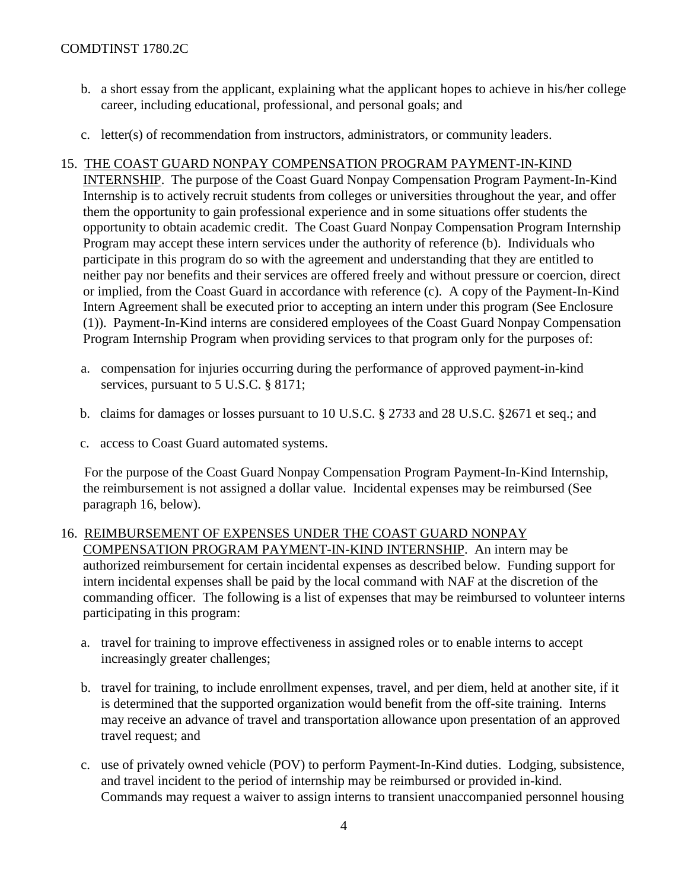b. a short essay from the applicant, explaining what the applicant hopes to achieve in his/her college career, including educational, professional, and personal goals; and

c. letter(s) of recommendation from instructors, administrators, or community leaders.

15. THE COAST GUARD NONPAY COMPENSATION PROGRAM PAYMENT-IN-KIND INTERNSHIP. The purpose of the Coast Guard Nonpay Compensation Program Payment-In-Kind Internship is to actively recruit students from colleges or universities throughout the year, and offer them the opportunity to gain professional experience and in some situations offer students the opportunity to obtain academic credit. The Coast Guard Nonpay Compensation Program Internship Program may accept these intern services under the authority of reference (b). Individuals who participate in this program do so with the agreement and understanding that they are entitled to neither pay nor benefits and their services are offered freely and without pressure or coercion, direct or implied, from the Coast Guard in accordance with reference (c). A copy of the Payment-In-Kind Intern Agreement shall be executed prior to accepting an intern under this program (See Enclosure (1)). Payment-In-Kind interns are considered employees of the Coast Guard Nonpay Compensation Program Internship Program when providing services to that program only for the purposes of:

    a. compensation for injuries occurring during the performance of approved payment-in-kind services, pursuant to 5 U.S.C. § 8171;

    b. claims for damages or losses pursuant to 10 U.S.C. § 2733 and 28 U.S.C. §2671 et seq.; and

    c. access to Coast Guard automated systems.

    For the purpose of the Coast Guard Nonpay Compensation Program Payment-In-Kind Internship, the reimbursement is not assigned a dollar value. Incidental expenses may be reimbursed (See paragraph 16, below).

16. REIMBURSEMENT OF EXPENSES UNDER THE COAST GUARD NONPAY COMPENSATION PROGRAM PAYMENT-IN-KIND INTERNSHIP. An intern may be authorized reimbursement for certain incidental expenses as described below. Funding support for intern incidental expenses shall be paid by the local command with NAF at the discretion of the commanding officer. The following is a list of expenses that may be reimbursed to volunteer interns participating in this program:

    a. travel for training to improve effectiveness in assigned roles or to enable interns to accept increasingly greater challenges;

    b. travel for training, to include enrollment expenses, travel, and per diem, held at another site, if it is determined that the supported organization would benefit from the off-site training. Interns may receive an advance of travel and transportation allowance upon presentation of an approved travel request; and

    c. use of privately owned vehicle (POV) to perform Payment-In-Kind duties. Lodging, subsistence, and travel incident to the period of internship may be reimbursed or provided in-kind. Commands may request a waiver to assign interns to transient unaccompanied personnel housing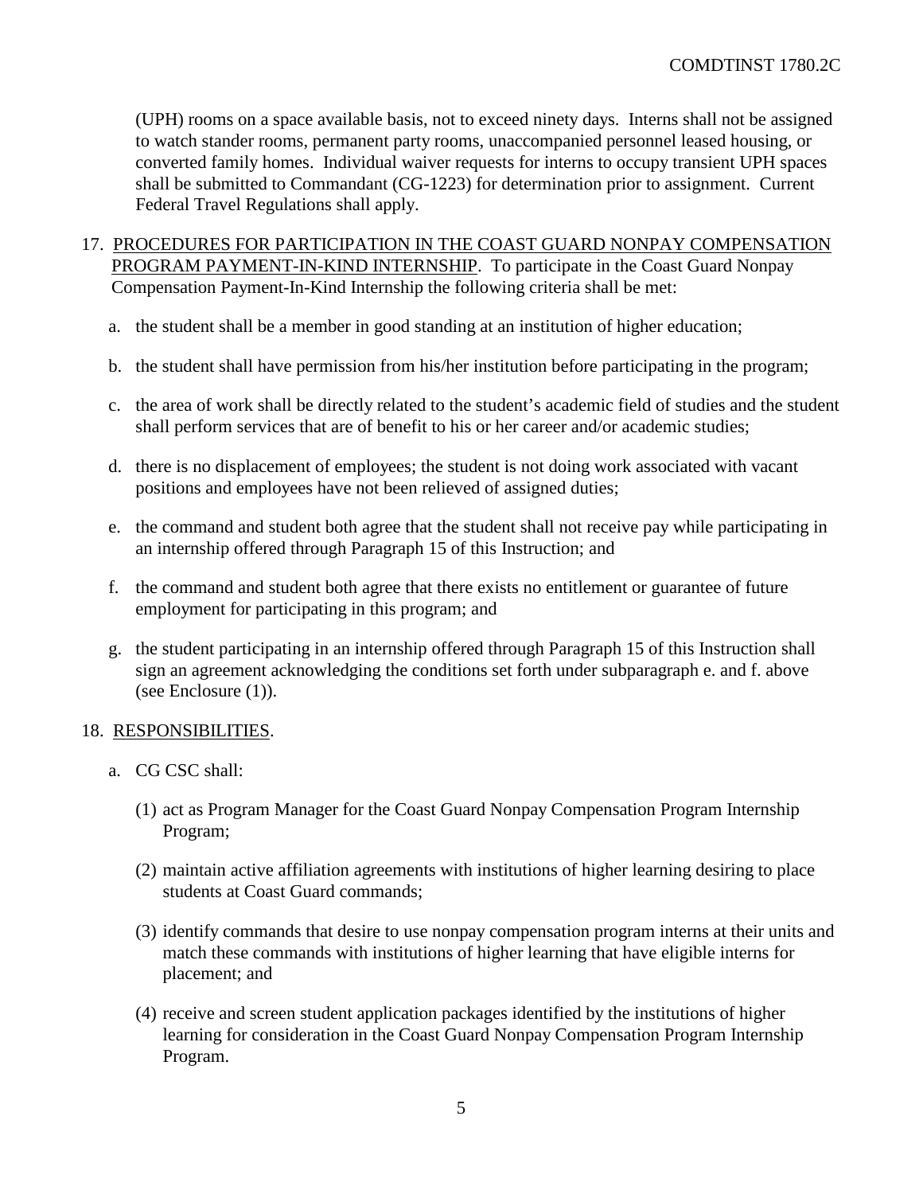(UPH) rooms on a space available basis, not to exceed ninety days. Interns shall not be assigned to watch stander rooms, permanent party rooms, unaccompanied personnel leased housing, or converted family homes. Individual waiver requests for interns to occupy transient UPH spaces shall be submitted to Commandant (CG-1223) for determination prior to assignment. Current Federal Travel Regulations shall apply.

17. PROCEDURES FOR PARTICIPATION IN THE COAST GUARD NONPAY COMPENSATION PROGRAM PAYMENT-IN-KIND INTERNSHIP. To participate in the Coast Guard Nonpay Compensation Payment-In-Kind Internship the following criteria shall be met:

    a. the student shall be a member in good standing at an institution of higher education;

    b. the student shall have permission from his/her institution before participating in the program;

    c. the area of work shall be directly related to the student's academic field of studies and the student shall perform services that are of benefit to his or her career and/or academic studies;

    d. there is no displacement of employees; the student is not doing work associated with vacant positions and employees have not been relieved of assigned duties;

    e. the command and student both agree that the student shall not receive pay while participating in an internship offered through Paragraph 15 of this Instruction; and

    f. the command and student both agree that there exists no entitlement or guarantee of future employment for participating in this program; and

    g. the student participating in an internship offered through Paragraph 15 of this Instruction shall sign an agreement acknowledging the conditions set forth under subparagraph e. and f. above (see Enclosure (1)).

18. RESPONSIBILITIES.

    a. CG CSC shall:

        (1) act as Program Manager for the Coast Guard Nonpay Compensation Program Internship Program;

        (2) maintain active affiliation agreements with institutions of higher learning desiring to place students at Coast Guard commands;

        (3) identify commands that desire to use nonpay compensation program interns at their units and match these commands with institutions of higher learning that have eligible interns for placement; and

        (4) receive and screen student application packages identified by the institutions of higher learning for consideration in the Coast Guard Nonpay Compensation Program Internship Program.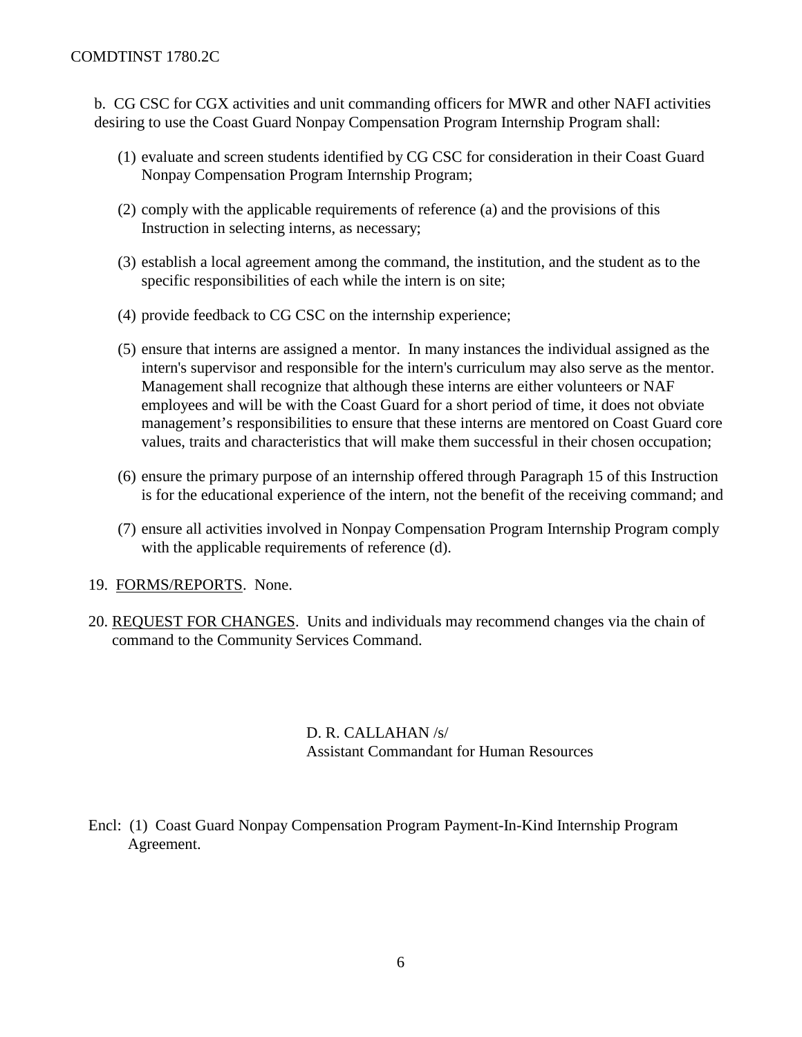b. CG CSC for CGX activities and unit commanding officers for MWR and other NAFI activities desiring to use the Coast Guard Nonpay Compensation Program Internship Program shall:

(1) evaluate and screen students identified by CG CSC for consideration in their Coast Guard Nonpay Compensation Program Internship Program;

(2) comply with the applicable requirements of reference (a) and the provisions of this Instruction in selecting interns, as necessary;

(3) establish a local agreement among the command, the institution, and the student as to the specific responsibilities of each while the intern is on site;

(4) provide feedback to CG CSC on the internship experience;

(5) ensure that interns are assigned a mentor. In many instances the individual assigned as the intern's supervisor and responsible for the intern's curriculum may also serve as the mentor. Management shall recognize that although these interns are either volunteers or NAF employees and will be with the Coast Guard for a short period of time, it does not obviate management's responsibilities to ensure that these interns are mentored on Coast Guard core values, traits and characteristics that will make them successful in their chosen occupation;

(6) ensure the primary purpose of an internship offered through Paragraph 15 of this Instruction is for the educational experience of the intern, not the benefit of the receiving command; and

(7) ensure all activities involved in Nonpay Compensation Program Internship Program comply with the applicable requirements of reference (d).

19. <u>FORMS/REPORTS</u>. None.

20. <u>REQUEST FOR CHANGES</u>. Units and individuals may recommend changes via the chain of command to the Community Services Command.

D. R. CALLAHAN /s/
Assistant Commandant for Human Resources

Encl: (1) Coast Guard Nonpay Compensation Program Payment-In-Kind Internship Program Agreement.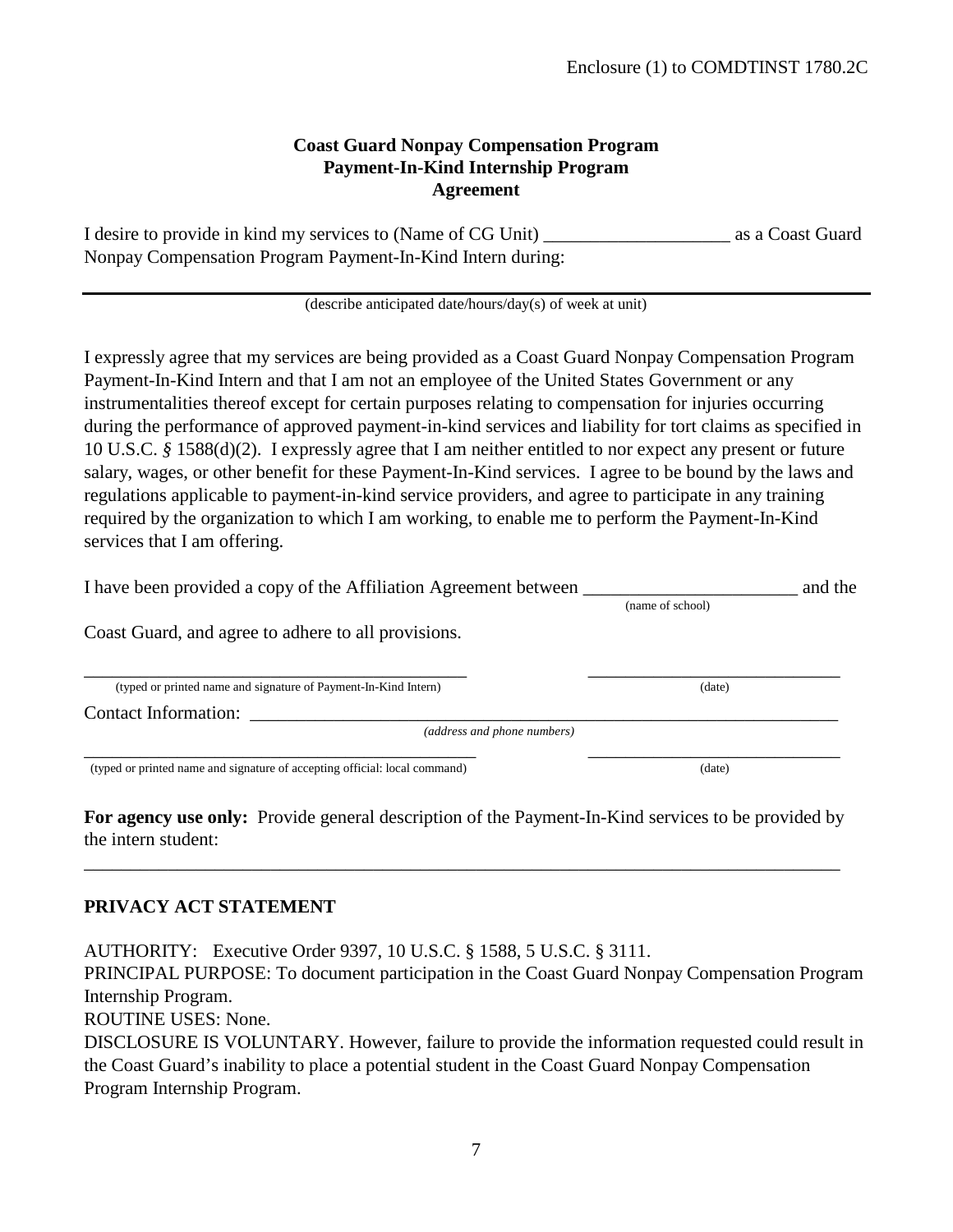Enclosure (1) to COMDTINST 1780.2C

**Coast Guard Nonpay Compensation Program**
**Payment-In-Kind Internship Program**
**Agreement**

I desire to provide in kind my services to (Name of CG Unit) ____________________ as a Coast Guard Nonpay Compensation Program Payment-In-Kind Intern during:

______________________________________________________________________________
(describe anticipated date/hours/day(s) of week at unit)

I expressly agree that my services are being provided as a Coast Guard Nonpay Compensation Program Payment-In-Kind Intern and that I am not an employee of the United States Government or any instrumentalities thereof except for certain purposes relating to compensation for injuries occurring during the performance of approved payment-in-kind services and liability for tort claims as specified in 10 U.S.C. § 1588(d)(2). I expressly agree that I am neither entitled to nor expect any present or future salary, wages, or other benefit for these Payment-In-Kind services. I agree to be bound by the laws and regulations applicable to payment-in-kind service providers, and agree to participate in any training required by the organization to which I am working, to enable me to perform the Payment-In-Kind services that I am offering.

I have been provided a copy of the Affiliation Agreement between _______________________ and the
(name of school)

Coast Guard, and agree to adhere to all provisions.

_____________________________________________ _____________________________
(typed or printed name and signature of Payment-In-Kind Intern) (date)

Contact Information: _________________________________________________________________
*(address and phone numbers)*

_____________________________________________ _____________________________
(typed or printed name and signature of accepting official: local command) (date)

**For agency use only:** Provide general description of the Payment-In-Kind services to be provided by the intern student:

______________________________________________________________________________

## PRIVACY ACT STATEMENT

AUTHORITY: Executive Order 9397, 10 U.S.C. § 1588, 5 U.S.C. § 3111.
PRINCIPAL PURPOSE: To document participation in the Coast Guard Nonpay Compensation Program Internship Program.
ROUTINE USES: None.
DISCLOSURE IS VOLUNTARY. However, failure to provide the information requested could result in the Coast Guard's inability to place a potential student in the Coast Guard Nonpay Compensation Program Internship Program.